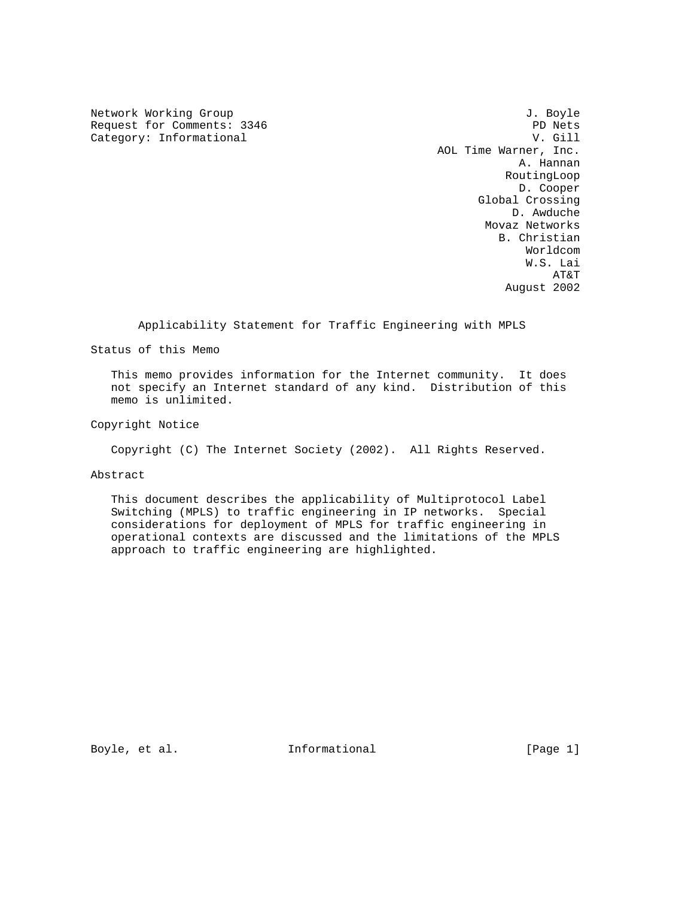Network Working Group: J. Boyle, PD Nets
Request for Comments: 3346: V. Gill, AOL Time Warner, Inc.
Category: Informational: A. Hannan, RoutingLoop

D. Cooper, Global Crossing
D. Awduche, Movaz Networks
B. Christian, Worldcom
W.S. Lai, AT&T

August 2002

# Applicability Statement for Traffic Engineering with MPLS

## Status of this Memo

This memo provides information for the Internet community. It does not specify an Internet standard of any kind. Distribution of this memo is unlimited.

## Copyright Notice

Copyright (C) The Internet Society (2002). All Rights Reserved.

## Abstract

This document describes the applicability of Multiprotocol Label Switching (MPLS) to traffic engineering in IP networks. Special considerations for deployment of MPLS for traffic engineering in operational contexts are discussed and the limitations of the MPLS approach to traffic engineering are highlighted.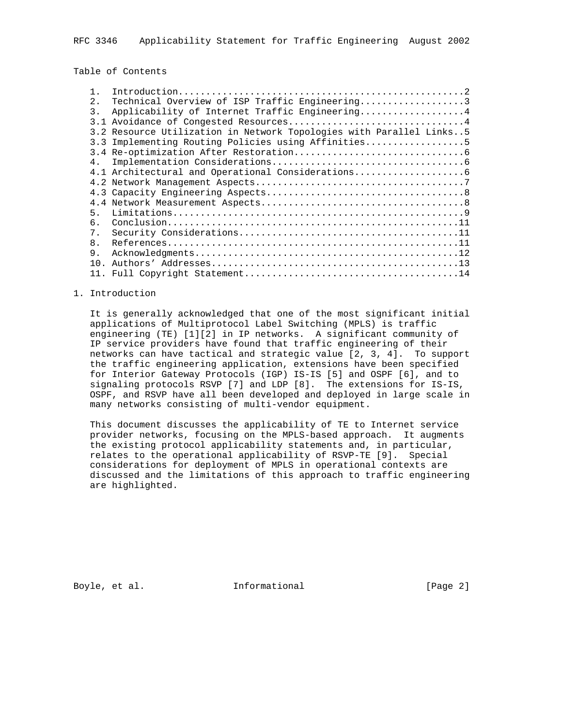Table of Contents

```
   1.  Introduction...................................................2
   2.  Technical Overview of ISP Traffic Engineering..................3
   3.  Applicability of Internet Traffic Engineering..................4
   3.1 Avoidance of Congested Resources...............................4
   3.2 Resource Utilization in Network Topologies with Parallel Links..5
   3.3 Implementing Routing Policies using Affinities.................5
   3.4 Re-optimization After Restoration..............................6
   4.  Implementation Considerations..................................6
   4.1 Architectural and Operational Considerations...................6
   4.2 Network Management Aspects.....................................7
   4.3 Capacity Engineering Aspects...................................8
   4.4 Network Measurement Aspects....................................8
   5.  Limitations....................................................9
   6.  Conclusion....................................................11
   7.  Security Considerations.......................................11
   8.  References....................................................11
   9.  Acknowledgments...............................................12
   10. Authors' Addresses............................................13
   11. Full Copyright Statement......................................14
```

# 1. Introduction

It is generally acknowledged that one of the most significant initial applications of Multiprotocol Label Switching (MPLS) is traffic engineering (TE) [1][2] in IP networks. A significant community of IP service providers have found that traffic engineering of their networks can have tactical and strategic value [2, 3, 4]. To support the traffic engineering application, extensions have been specified for Interior Gateway Protocols (IGP) IS-IS [5] and OSPF [6], and to signaling protocols RSVP [7] and LDP [8]. The extensions for IS-IS, OSPF, and RSVP have all been developed and deployed in large scale in many networks consisting of multi-vendor equipment.

This document discusses the applicability of TE to Internet service provider networks, focusing on the MPLS-based approach. It augments the existing protocol applicability statements and, in particular, relates to the operational applicability of RSVP-TE [9]. Special considerations for deployment of MPLS in operational contexts are discussed and the limitations of this approach to traffic engineering are highlighted.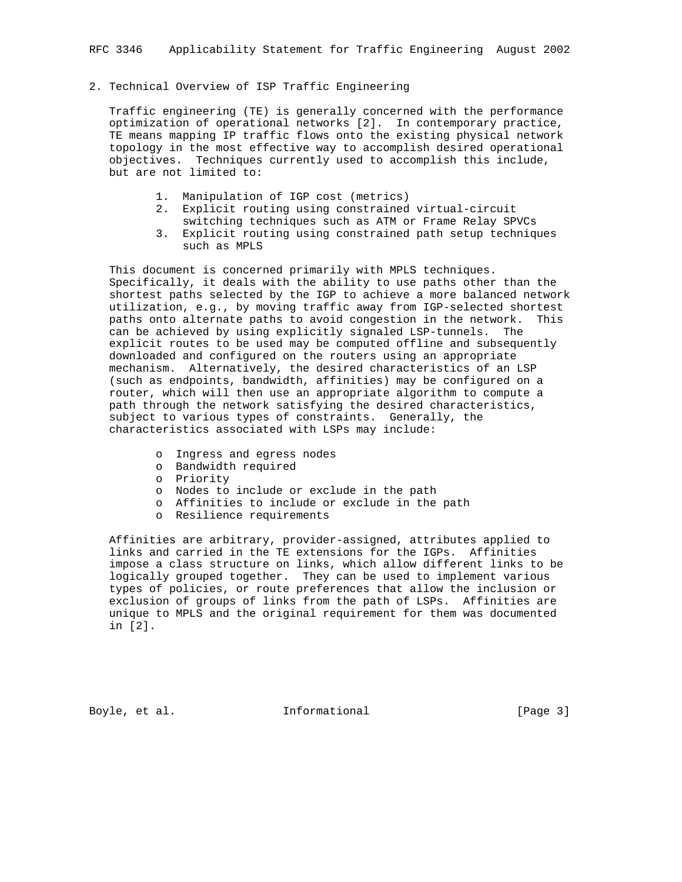## 2. Technical Overview of ISP Traffic Engineering

Traffic engineering (TE) is generally concerned with the performance optimization of operational networks [2]. In contemporary practice, TE means mapping IP traffic flows onto the existing physical network topology in the most effective way to accomplish desired operational objectives. Techniques currently used to accomplish this include, but are not limited to:

1. Manipulation of IGP cost (metrics)
2. Explicit routing using constrained virtual-circuit switching techniques such as ATM or Frame Relay SPVCs
3. Explicit routing using constrained path setup techniques such as MPLS

This document is concerned primarily with MPLS techniques. Specifically, it deals with the ability to use paths other than the shortest paths selected by the IGP to achieve a more balanced network utilization, e.g., by moving traffic away from IGP-selected shortest paths onto alternate paths to avoid congestion in the network. This can be achieved by using explicitly signaled LSP-tunnels. The explicit routes to be used may be computed offline and subsequently downloaded and configured on the routers using an appropriate mechanism. Alternatively, the desired characteristics of an LSP (such as endpoints, bandwidth, affinities) may be configured on a router, which will then use an appropriate algorithm to compute a path through the network satisfying the desired characteristics, subject to various types of constraints. Generally, the characteristics associated with LSPs may include:

- Ingress and egress nodes
- Bandwidth required
- Priority
- Nodes to include or exclude in the path
- Affinities to include or exclude in the path
- Resilience requirements

Affinities are arbitrary, provider-assigned, attributes applied to links and carried in the TE extensions for the IGPs. Affinities impose a class structure on links, which allow different links to be logically grouped together. They can be used to implement various types of policies, or route preferences that allow the inclusion or exclusion of groups of links from the path of LSPs. Affinities are unique to MPLS and the original requirement for them was documented in [2].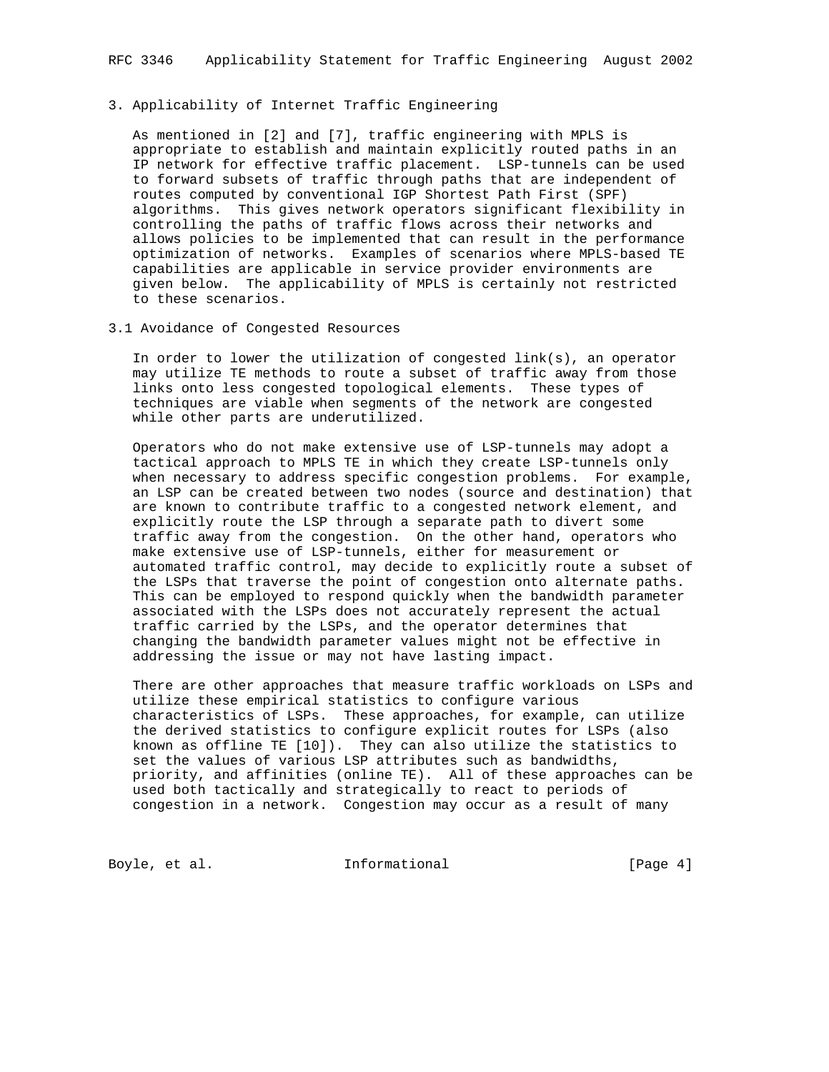## 3. Applicability of Internet Traffic Engineering

As mentioned in [2] and [7], traffic engineering with MPLS is appropriate to establish and maintain explicitly routed paths in an IP network for effective traffic placement. LSP-tunnels can be used to forward subsets of traffic through paths that are independent of routes computed by conventional IGP Shortest Path First (SPF) algorithms. This gives network operators significant flexibility in controlling the paths of traffic flows across their networks and allows policies to be implemented that can result in the performance optimization of networks. Examples of scenarios where MPLS-based TE capabilities are applicable in service provider environments are given below. The applicability of MPLS is certainly not restricted to these scenarios.

### 3.1 Avoidance of Congested Resources

In order to lower the utilization of congested link(s), an operator may utilize TE methods to route a subset of traffic away from those links onto less congested topological elements. These types of techniques are viable when segments of the network are congested while other parts are underutilized.

Operators who do not make extensive use of LSP-tunnels may adopt a tactical approach to MPLS TE in which they create LSP-tunnels only when necessary to address specific congestion problems. For example, an LSP can be created between two nodes (source and destination) that are known to contribute traffic to a congested network element, and explicitly route the LSP through a separate path to divert some traffic away from the congestion. On the other hand, operators who make extensive use of LSP-tunnels, either for measurement or automated traffic control, may decide to explicitly route a subset of the LSPs that traverse the point of congestion onto alternate paths. This can be employed to respond quickly when the bandwidth parameter associated with the LSPs does not accurately represent the actual traffic carried by the LSPs, and the operator determines that changing the bandwidth parameter values might not be effective in addressing the issue or may not have lasting impact.

There are other approaches that measure traffic workloads on LSPs and utilize these empirical statistics to configure various characteristics of LSPs. These approaches, for example, can utilize the derived statistics to configure explicit routes for LSPs (also known as offline TE [10]). They can also utilize the statistics to set the values of various LSP attributes such as bandwidths, priority, and affinities (online TE). All of these approaches can be used both tactically and strategically to react to periods of congestion in a network. Congestion may occur as a result of many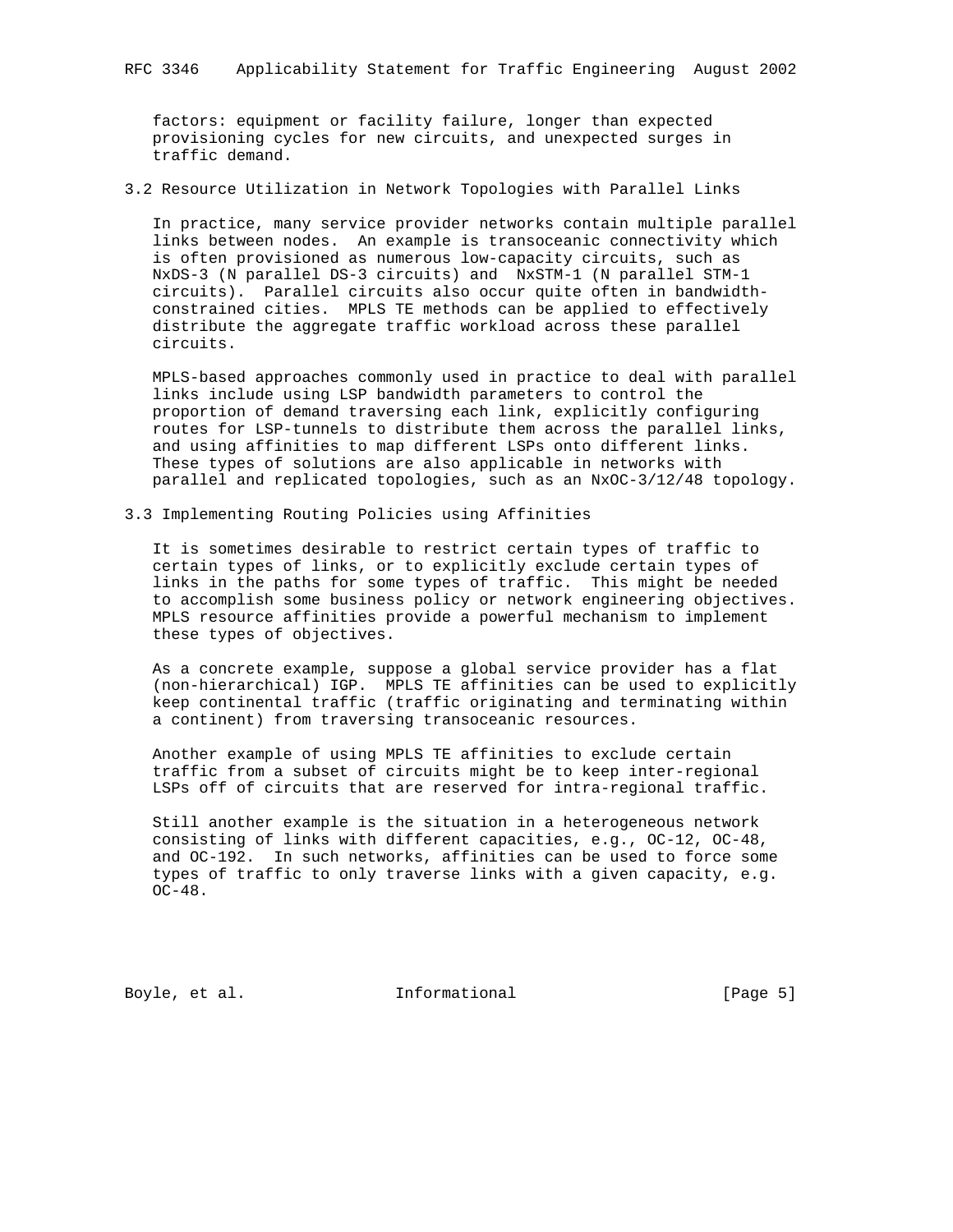factors: equipment or facility failure, longer than expected provisioning cycles for new circuits, and unexpected surges in traffic demand.

### 3.2 Resource Utilization in Network Topologies with Parallel Links

In practice, many service provider networks contain multiple parallel links between nodes. An example is transoceanic connectivity which is often provisioned as numerous low-capacity circuits, such as NxDS-3 (N parallel DS-3 circuits) and NxSTM-1 (N parallel STM-1 circuits). Parallel circuits also occur quite often in bandwidth-constrained cities. MPLS TE methods can be applied to effectively distribute the aggregate traffic workload across these parallel circuits.

MPLS-based approaches commonly used in practice to deal with parallel links include using LSP bandwidth parameters to control the proportion of demand traversing each link, explicitly configuring routes for LSP-tunnels to distribute them across the parallel links, and using affinities to map different LSPs onto different links. These types of solutions are also applicable in networks with parallel and replicated topologies, such as an NxOC-3/12/48 topology.

### 3.3 Implementing Routing Policies using Affinities

It is sometimes desirable to restrict certain types of traffic to certain types of links, or to explicitly exclude certain types of links in the paths for some types of traffic. This might be needed to accomplish some business policy or network engineering objectives. MPLS resource affinities provide a powerful mechanism to implement these types of objectives.

As a concrete example, suppose a global service provider has a flat (non-hierarchical) IGP. MPLS TE affinities can be used to explicitly keep continental traffic (traffic originating and terminating within a continent) from traversing transoceanic resources.

Another example of using MPLS TE affinities to exclude certain traffic from a subset of circuits might be to keep inter-regional LSPs off of circuits that are reserved for intra-regional traffic.

Still another example is the situation in a heterogeneous network consisting of links with different capacities, e.g., OC-12, OC-48, and OC-192. In such networks, affinities can be used to force some types of traffic to only traverse links with a given capacity, e.g. OC-48.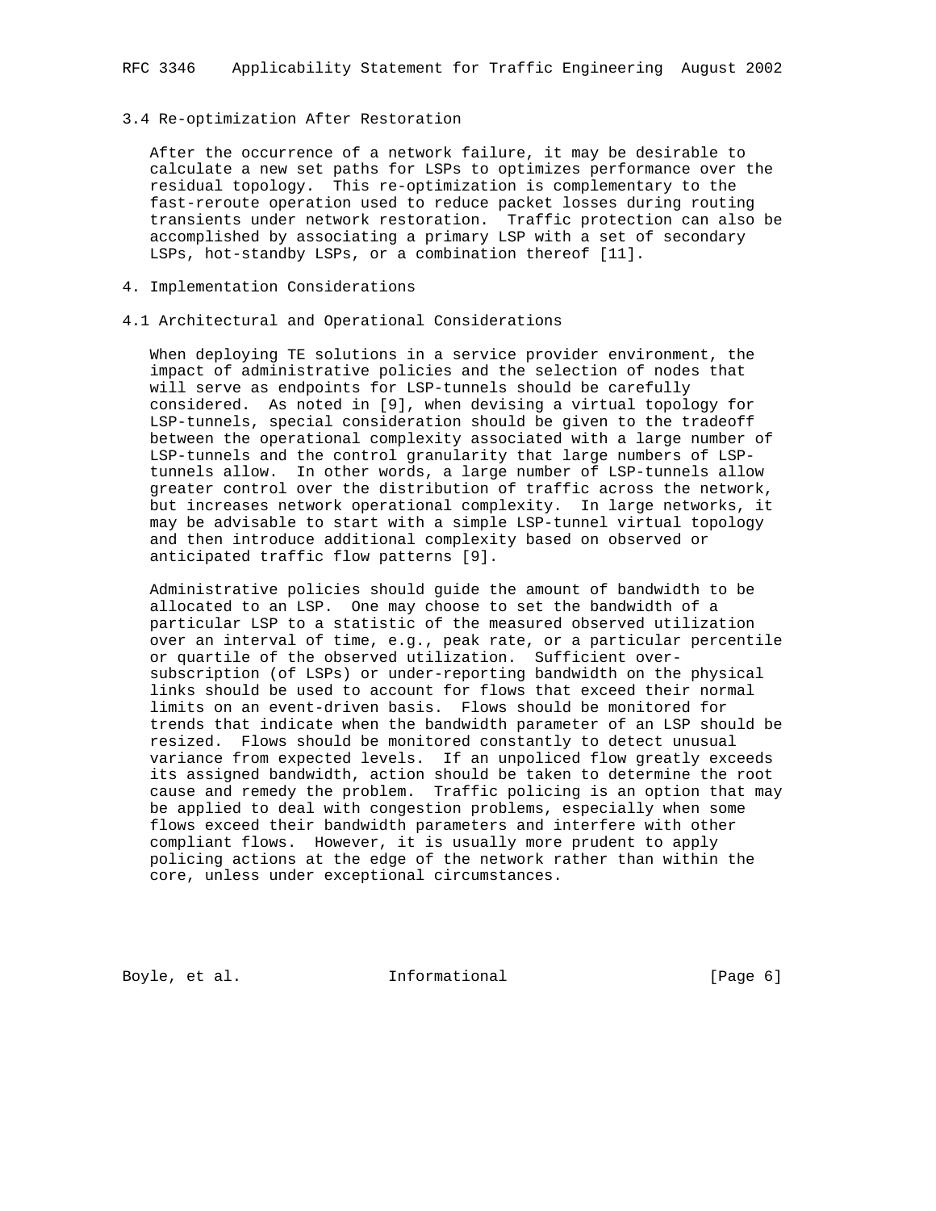### 3.4 Re-optimization After Restoration

After the occurrence of a network failure, it may be desirable to calculate a new set paths for LSPs to optimizes performance over the residual topology. This re-optimization is complementary to the fast-reroute operation used to reduce packet losses during routing transients under network restoration. Traffic protection can also be accomplished by associating a primary LSP with a set of secondary LSPs, hot-standby LSPs, or a combination thereof [11].

## 4. Implementation Considerations

### 4.1 Architectural and Operational Considerations

When deploying TE solutions in a service provider environment, the impact of administrative policies and the selection of nodes that will serve as endpoints for LSP-tunnels should be carefully considered. As noted in [9], when devising a virtual topology for LSP-tunnels, special consideration should be given to the tradeoff between the operational complexity associated with a large number of LSP-tunnels and the control granularity that large numbers of LSP-tunnels allow. In other words, a large number of LSP-tunnels allow greater control over the distribution of traffic across the network, but increases network operational complexity. In large networks, it may be advisable to start with a simple LSP-tunnel virtual topology and then introduce additional complexity based on observed or anticipated traffic flow patterns [9].

Administrative policies should guide the amount of bandwidth to be allocated to an LSP. One may choose to set the bandwidth of a particular LSP to a statistic of the measured observed utilization over an interval of time, e.g., peak rate, or a particular percentile or quartile of the observed utilization. Sufficient over-subscription (of LSPs) or under-reporting bandwidth on the physical links should be used to account for flows that exceed their normal limits on an event-driven basis. Flows should be monitored for trends that indicate when the bandwidth parameter of an LSP should be resized. Flows should be monitored constantly to detect unusual variance from expected levels. If an unpoliced flow greatly exceeds its assigned bandwidth, action should be taken to determine the root cause and remedy the problem. Traffic policing is an option that may be applied to deal with congestion problems, especially when some flows exceed their bandwidth parameters and interfere with other compliant flows. However, it is usually more prudent to apply policing actions at the edge of the network rather than within the core, unless under exceptional circumstances.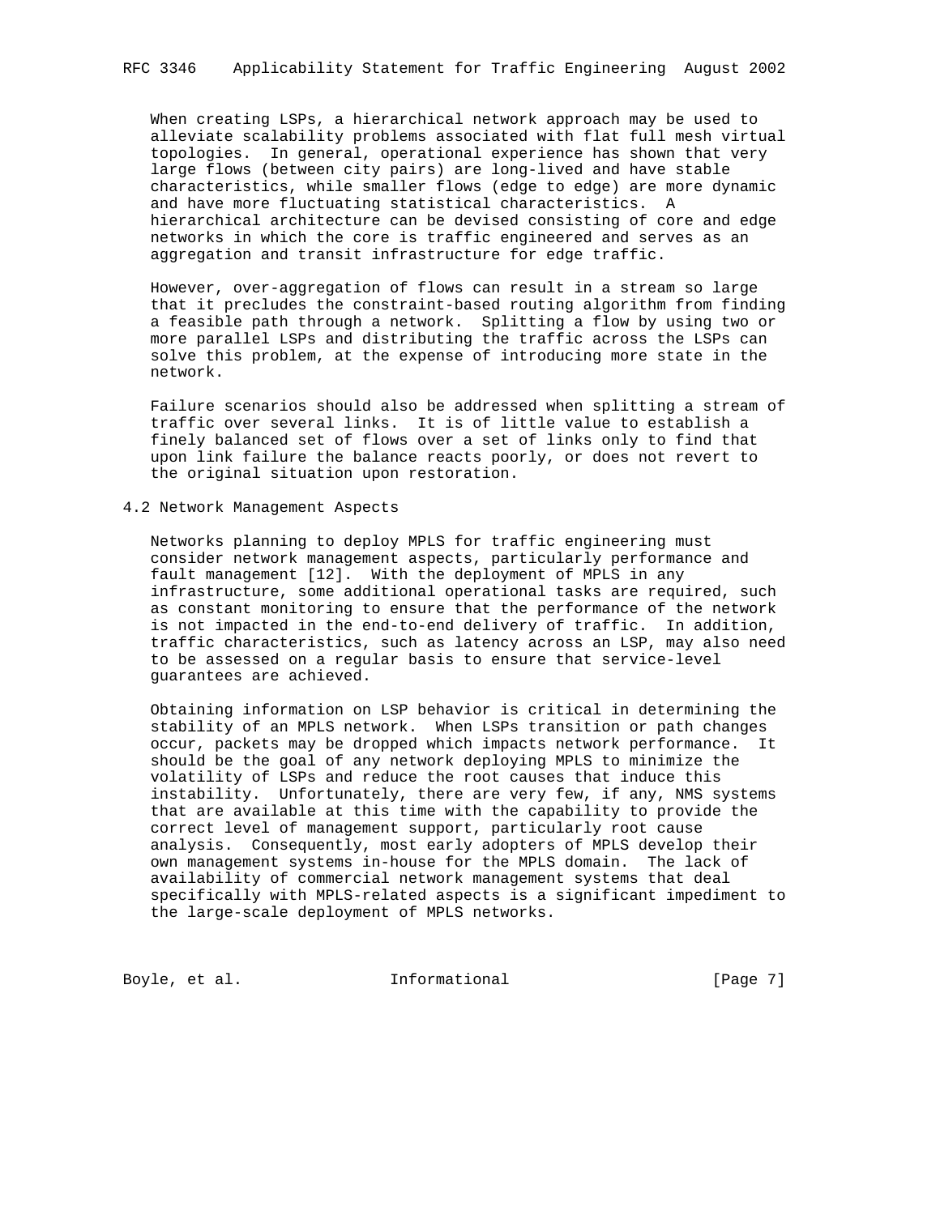When creating LSPs, a hierarchical network approach may be used to alleviate scalability problems associated with flat full mesh virtual topologies. In general, operational experience has shown that very large flows (between city pairs) are long-lived and have stable characteristics, while smaller flows (edge to edge) are more dynamic and have more fluctuating statistical characteristics. A hierarchical architecture can be devised consisting of core and edge networks in which the core is traffic engineered and serves as an aggregation and transit infrastructure for edge traffic.

However, over-aggregation of flows can result in a stream so large that it precludes the constraint-based routing algorithm from finding a feasible path through a network. Splitting a flow by using two or more parallel LSPs and distributing the traffic across the LSPs can solve this problem, at the expense of introducing more state in the network.

Failure scenarios should also be addressed when splitting a stream of traffic over several links. It is of little value to establish a finely balanced set of flows over a set of links only to find that upon link failure the balance reacts poorly, or does not revert to the original situation upon restoration.

## 4.2 Network Management Aspects

Networks planning to deploy MPLS for traffic engineering must consider network management aspects, particularly performance and fault management [12]. With the deployment of MPLS in any infrastructure, some additional operational tasks are required, such as constant monitoring to ensure that the performance of the network is not impacted in the end-to-end delivery of traffic. In addition, traffic characteristics, such as latency across an LSP, may also need to be assessed on a regular basis to ensure that service-level guarantees are achieved.

Obtaining information on LSP behavior is critical in determining the stability of an MPLS network. When LSPs transition or path changes occur, packets may be dropped which impacts network performance. It should be the goal of any network deploying MPLS to minimize the volatility of LSPs and reduce the root causes that induce this instability. Unfortunately, there are very few, if any, NMS systems that are available at this time with the capability to provide the correct level of management support, particularly root cause analysis. Consequently, most early adopters of MPLS develop their own management systems in-house for the MPLS domain. The lack of availability of commercial network management systems that deal specifically with MPLS-related aspects is a significant impediment to the large-scale deployment of MPLS networks.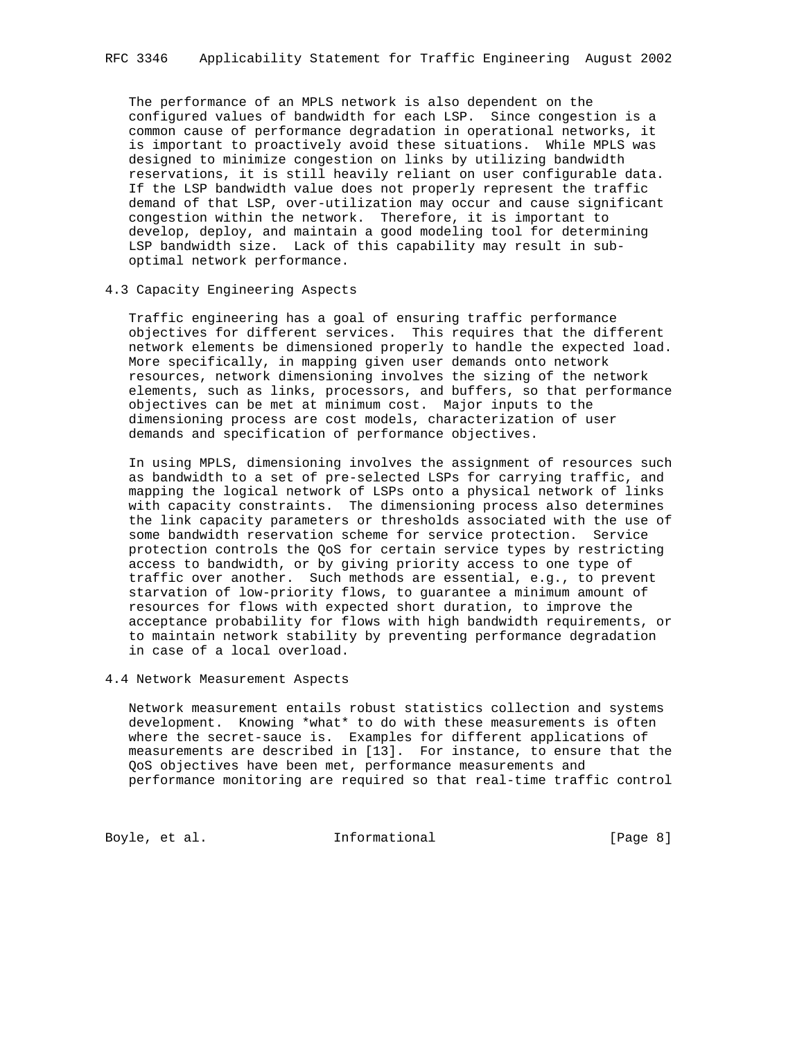The performance of an MPLS network is also dependent on the configured values of bandwidth for each LSP. Since congestion is a common cause of performance degradation in operational networks, it is important to proactively avoid these situations. While MPLS was designed to minimize congestion on links by utilizing bandwidth reservations, it is still heavily reliant on user configurable data. If the LSP bandwidth value does not properly represent the traffic demand of that LSP, over-utilization may occur and cause significant congestion within the network. Therefore, it is important to develop, deploy, and maintain a good modeling tool for determining LSP bandwidth size. Lack of this capability may result in sub-optimal network performance.

## 4.3 Capacity Engineering Aspects

Traffic engineering has a goal of ensuring traffic performance objectives for different services. This requires that the different network elements be dimensioned properly to handle the expected load. More specifically, in mapping given user demands onto network resources, network dimensioning involves the sizing of the network elements, such as links, processors, and buffers, so that performance objectives can be met at minimum cost. Major inputs to the dimensioning process are cost models, characterization of user demands and specification of performance objectives.

In using MPLS, dimensioning involves the assignment of resources such as bandwidth to a set of pre-selected LSPs for carrying traffic, and mapping the logical network of LSPs onto a physical network of links with capacity constraints. The dimensioning process also determines the link capacity parameters or thresholds associated with the use of some bandwidth reservation scheme for service protection. Service protection controls the QoS for certain service types by restricting access to bandwidth, or by giving priority access to one type of traffic over another. Such methods are essential, e.g., to prevent starvation of low-priority flows, to guarantee a minimum amount of resources for flows with expected short duration, to improve the acceptance probability for flows with high bandwidth requirements, or to maintain network stability by preventing performance degradation in case of a local overload.

## 4.4 Network Measurement Aspects

Network measurement entails robust statistics collection and systems development. Knowing *what* to do with these measurements is often where the secret-sauce is. Examples for different applications of measurements are described in [13]. For instance, to ensure that the QoS objectives have been met, performance measurements and performance monitoring are required so that real-time traffic control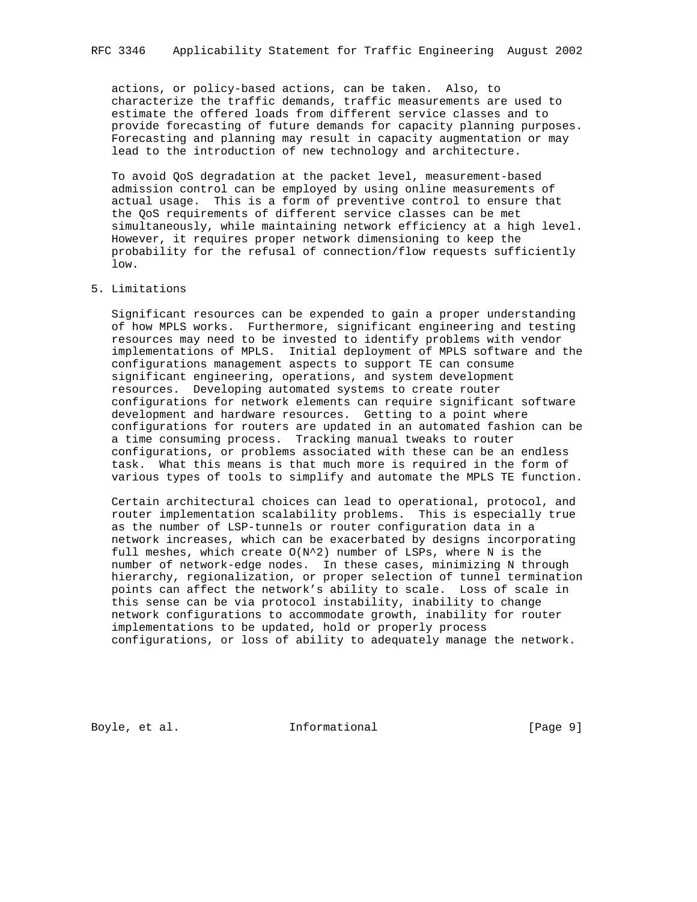actions, or policy-based actions, can be taken. Also, to characterize the traffic demands, traffic measurements are used to estimate the offered loads from different service classes and to provide forecasting of future demands for capacity planning purposes. Forecasting and planning may result in capacity augmentation or may lead to the introduction of new technology and architecture.

To avoid QoS degradation at the packet level, measurement-based admission control can be employed by using online measurements of actual usage. This is a form of preventive control to ensure that the QoS requirements of different service classes can be met simultaneously, while maintaining network efficiency at a high level. However, it requires proper network dimensioning to keep the probability for the refusal of connection/flow requests sufficiently low.

## 5. Limitations

Significant resources can be expended to gain a proper understanding of how MPLS works. Furthermore, significant engineering and testing resources may need to be invested to identify problems with vendor implementations of MPLS. Initial deployment of MPLS software and the configurations management aspects to support TE can consume significant engineering, operations, and system development resources. Developing automated systems to create router configurations for network elements can require significant software development and hardware resources. Getting to a point where configurations for routers are updated in an automated fashion can be a time consuming process. Tracking manual tweaks to router configurations, or problems associated with these can be an endless task. What this means is that much more is required in the form of various types of tools to simplify and automate the MPLS TE function.

Certain architectural choices can lead to operational, protocol, and router implementation scalability problems. This is especially true as the number of LSP-tunnels or router configuration data in a network increases, which can be exacerbated by designs incorporating full meshes, which create $O(N^2)$ number of LSPs, where N is the number of network-edge nodes. In these cases, minimizing N through hierarchy, regionalization, or proper selection of tunnel termination points can affect the network's ability to scale. Loss of scale in this sense can be via protocol instability, inability to change network configurations to accommodate growth, inability for router implementations to be updated, hold or properly process configurations, or loss of ability to adequately manage the network.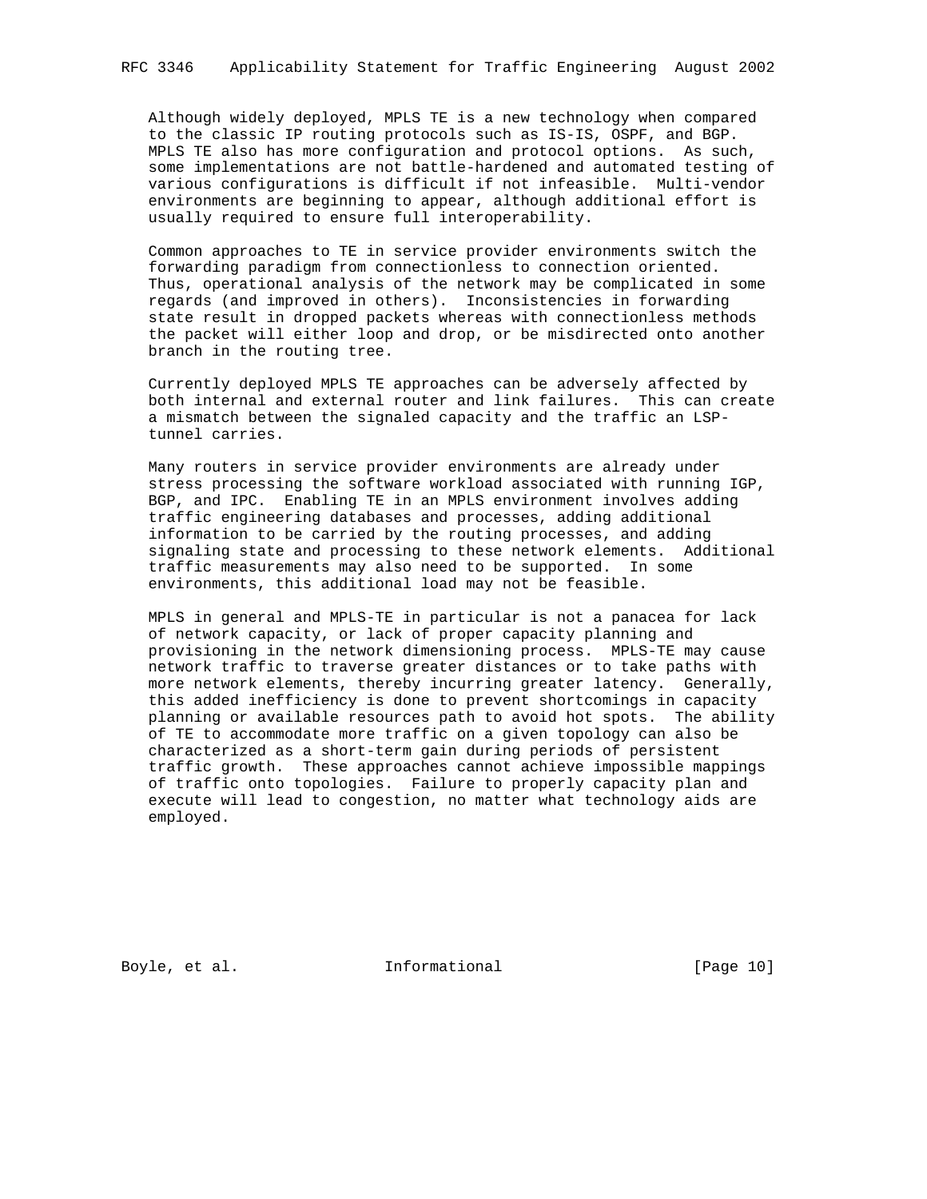Although widely deployed, MPLS TE is a new technology when compared to the classic IP routing protocols such as IS-IS, OSPF, and BGP. MPLS TE also has more configuration and protocol options. As such, some implementations are not battle-hardened and automated testing of various configurations is difficult if not infeasible. Multi-vendor environments are beginning to appear, although additional effort is usually required to ensure full interoperability.

Common approaches to TE in service provider environments switch the forwarding paradigm from connectionless to connection oriented. Thus, operational analysis of the network may be complicated in some regards (and improved in others). Inconsistencies in forwarding state result in dropped packets whereas with connectionless methods the packet will either loop and drop, or be misdirected onto another branch in the routing tree.

Currently deployed MPLS TE approaches can be adversely affected by both internal and external router and link failures. This can create a mismatch between the signaled capacity and the traffic an LSP-tunnel carries.

Many routers in service provider environments are already under stress processing the software workload associated with running IGP, BGP, and IPC. Enabling TE in an MPLS environment involves adding traffic engineering databases and processes, adding additional information to be carried by the routing processes, and adding signaling state and processing to these network elements. Additional traffic measurements may also need to be supported. In some environments, this additional load may not be feasible.

MPLS in general and MPLS-TE in particular is not a panacea for lack of network capacity, or lack of proper capacity planning and provisioning in the network dimensioning process. MPLS-TE may cause network traffic to traverse greater distances or to take paths with more network elements, thereby incurring greater latency. Generally, this added inefficiency is done to prevent shortcomings in capacity planning or available resources path to avoid hot spots. The ability of TE to accommodate more traffic on a given topology can also be characterized as a short-term gain during periods of persistent traffic growth. These approaches cannot achieve impossible mappings of traffic onto topologies. Failure to properly capacity plan and execute will lead to congestion, no matter what technology aids are employed.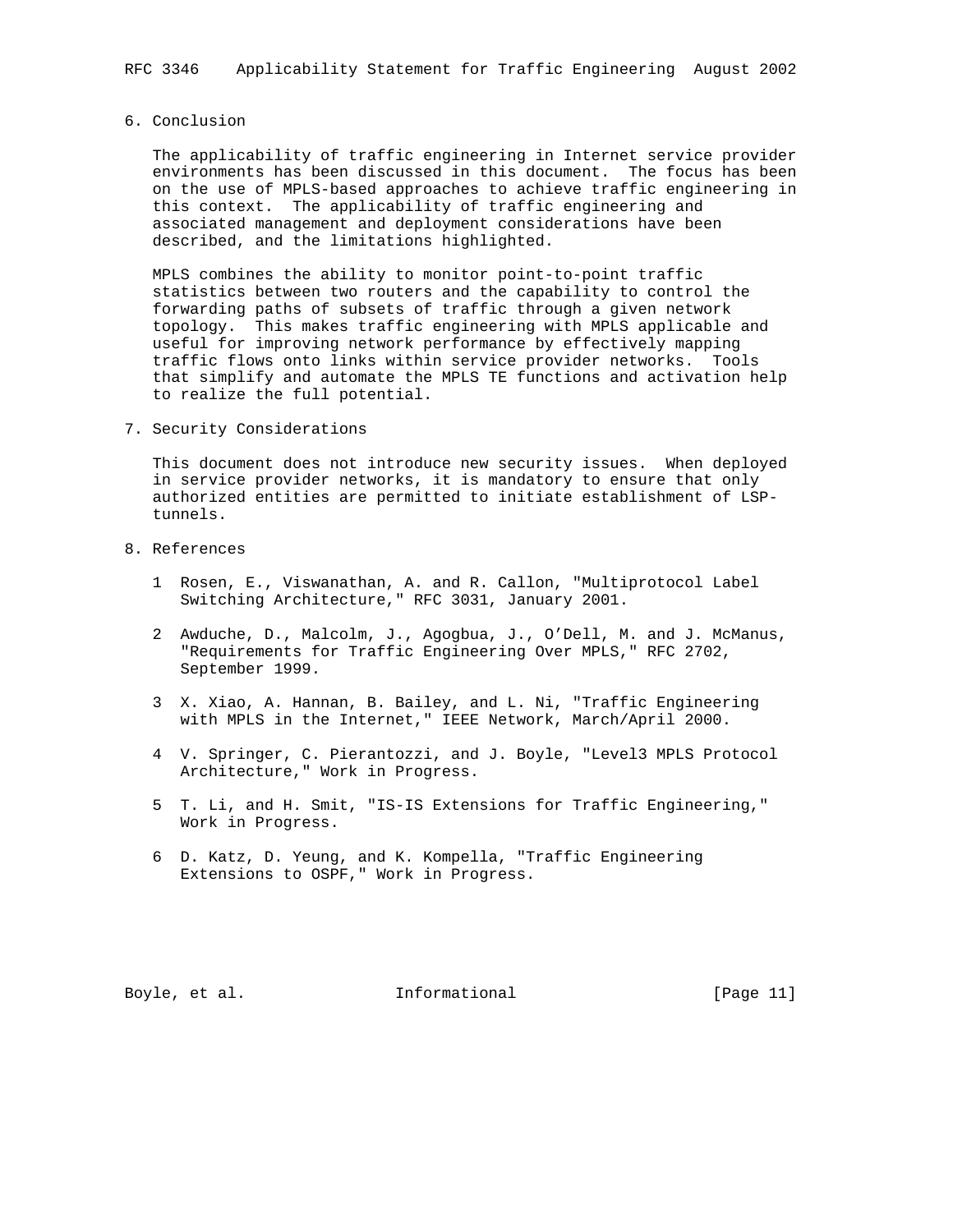## 6. Conclusion

The applicability of traffic engineering in Internet service provider environments has been discussed in this document. The focus has been on the use of MPLS-based approaches to achieve traffic engineering in this context. The applicability of traffic engineering and associated management and deployment considerations have been described, and the limitations highlighted.

MPLS combines the ability to monitor point-to-point traffic statistics between two routers and the capability to control the forwarding paths of subsets of traffic through a given network topology. This makes traffic engineering with MPLS applicable and useful for improving network performance by effectively mapping traffic flows onto links within service provider networks. Tools that simplify and automate the MPLS TE functions and activation help to realize the full potential.

## 7. Security Considerations

This document does not introduce new security issues. When deployed in service provider networks, it is mandatory to ensure that only authorized entities are permitted to initiate establishment of LSP-tunnels.

## 8. References

1 Rosen, E., Viswanathan, A. and R. Callon, "Multiprotocol Label Switching Architecture," RFC 3031, January 2001.

2 Awduche, D., Malcolm, J., Agogbua, J., O'Dell, M. and J. McManus, "Requirements for Traffic Engineering Over MPLS," RFC 2702, September 1999.

3 X. Xiao, A. Hannan, B. Bailey, and L. Ni, "Traffic Engineering with MPLS in the Internet," IEEE Network, March/April 2000.

4 V. Springer, C. Pierantozzi, and J. Boyle, "Level3 MPLS Protocol Architecture," Work in Progress.

5 T. Li, and H. Smit, "IS-IS Extensions for Traffic Engineering," Work in Progress.

6 D. Katz, D. Yeung, and K. Kompella, "Traffic Engineering Extensions to OSPF," Work in Progress.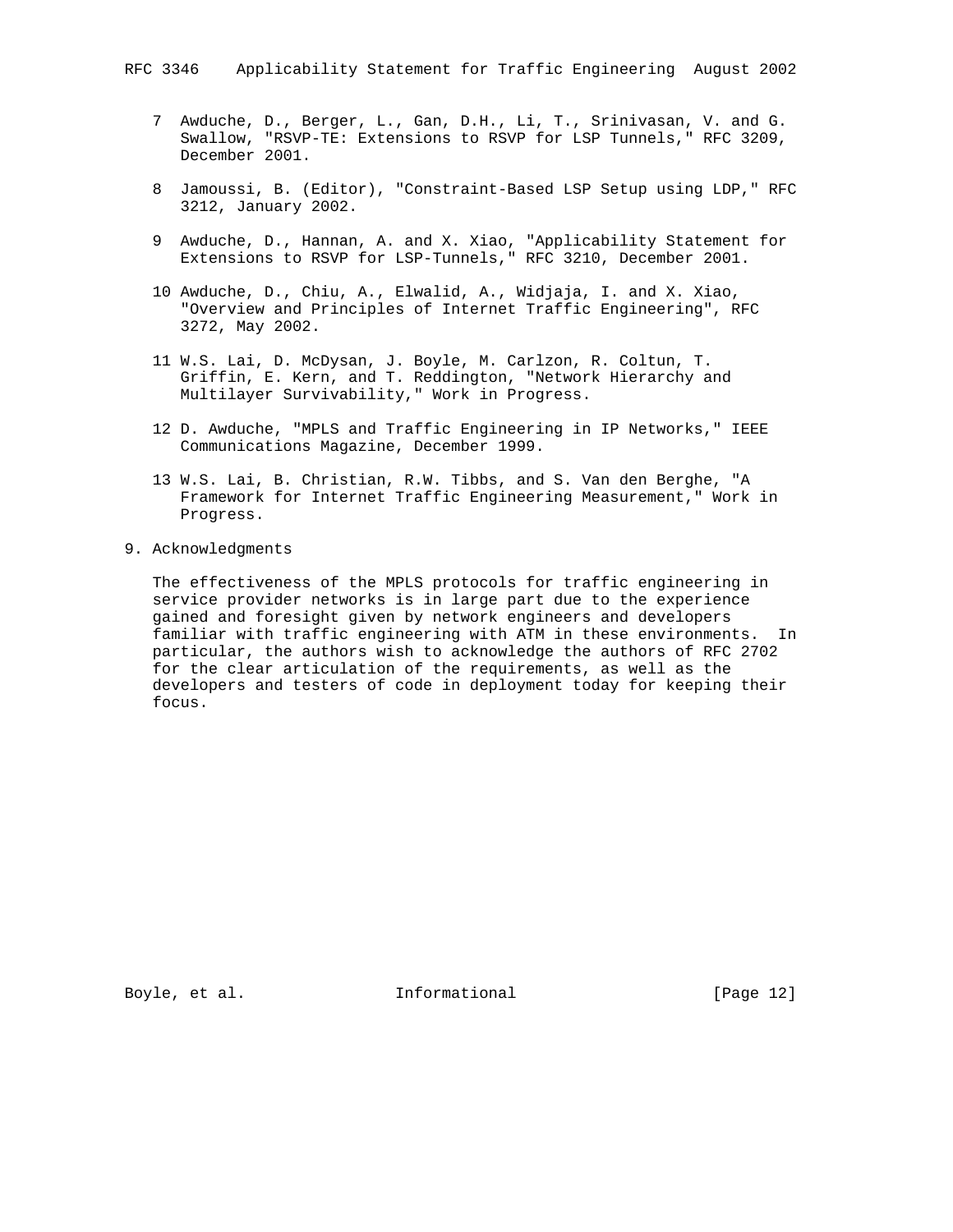7 Awduche, D., Berger, L., Gan, D.H., Li, T., Srinivasan, V. and G. Swallow, "RSVP-TE: Extensions to RSVP for LSP Tunnels," RFC 3209, December 2001.

8 Jamoussi, B. (Editor), "Constraint-Based LSP Setup using LDP," RFC 3212, January 2002.

9 Awduche, D., Hannan, A. and X. Xiao, "Applicability Statement for Extensions to RSVP for LSP-Tunnels," RFC 3210, December 2001.

10 Awduche, D., Chiu, A., Elwalid, A., Widjaja, I. and X. Xiao, "Overview and Principles of Internet Traffic Engineering", RFC 3272, May 2002.

11 W.S. Lai, D. McDysan, J. Boyle, M. Carlzon, R. Coltun, T. Griffin, E. Kern, and T. Reddington, "Network Hierarchy and Multilayer Survivability," Work in Progress.

12 D. Awduche, "MPLS and Traffic Engineering in IP Networks," IEEE Communications Magazine, December 1999.

13 W.S. Lai, B. Christian, R.W. Tibbs, and S. Van den Berghe, "A Framework for Internet Traffic Engineering Measurement," Work in Progress.

## 9. Acknowledgments

The effectiveness of the MPLS protocols for traffic engineering in service provider networks is in large part due to the experience gained and foresight given by network engineers and developers familiar with traffic engineering with ATM in these environments. In particular, the authors wish to acknowledge the authors of RFC 2702 for the clear articulation of the requirements, as well as the developers and testers of code in deployment today for keeping their focus.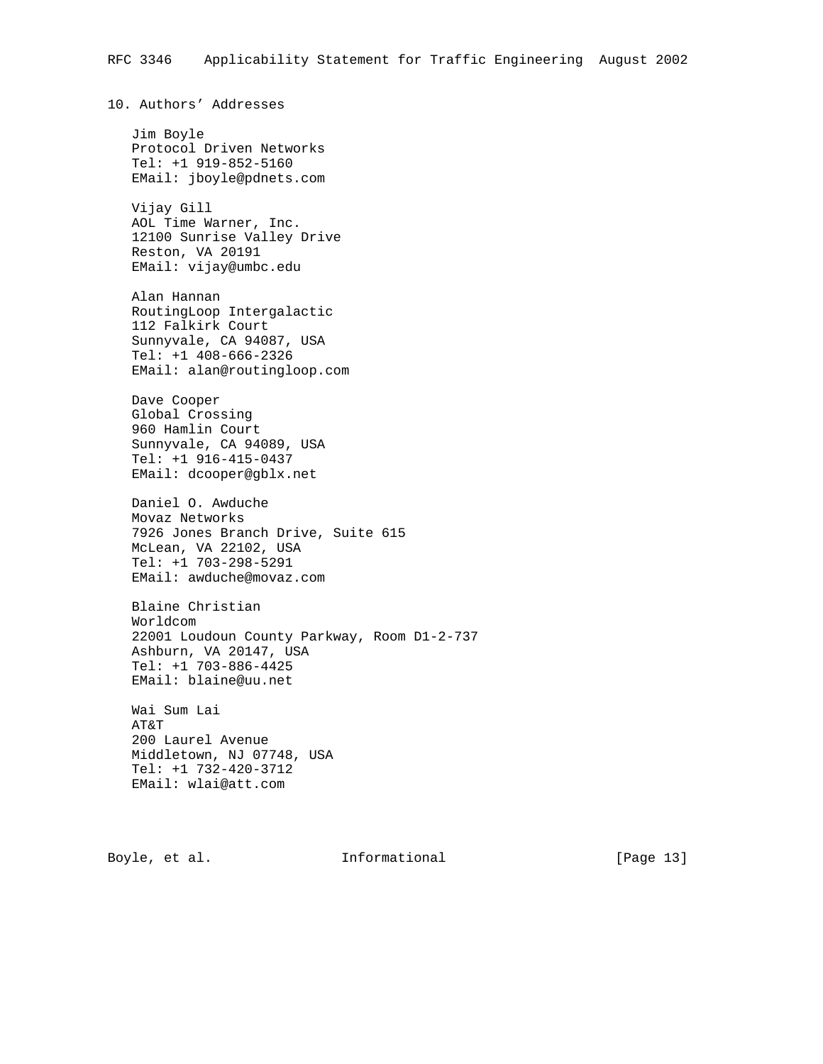## 10. Authors' Addresses

Jim Boyle
Protocol Driven Networks
Tel: +1 919-852-5160
EMail: jboyle@pdnets.com

Vijay Gill
AOL Time Warner, Inc.
12100 Sunrise Valley Drive
Reston, VA 20191
EMail: vijay@umbc.edu

Alan Hannan
RoutingLoop Intergalactic
112 Falkirk Court
Sunnyvale, CA 94087, USA
Tel: +1 408-666-2326
EMail: alan@routingloop.com

Dave Cooper
Global Crossing
960 Hamlin Court
Sunnyvale, CA 94089, USA
Tel: +1 916-415-0437
EMail: dcooper@gblx.net

Daniel O. Awduche
Movaz Networks
7926 Jones Branch Drive, Suite 615
McLean, VA 22102, USA
Tel: +1 703-298-5291
EMail: awduche@movaz.com

Blaine Christian
Worldcom
22001 Loudoun County Parkway, Room D1-2-737
Ashburn, VA 20147, USA
Tel: +1 703-886-4425
EMail: blaine@uu.net

Wai Sum Lai
AT&T
200 Laurel Avenue
Middletown, NJ 07748, USA
Tel: +1 732-420-3712
EMail: wlai@att.com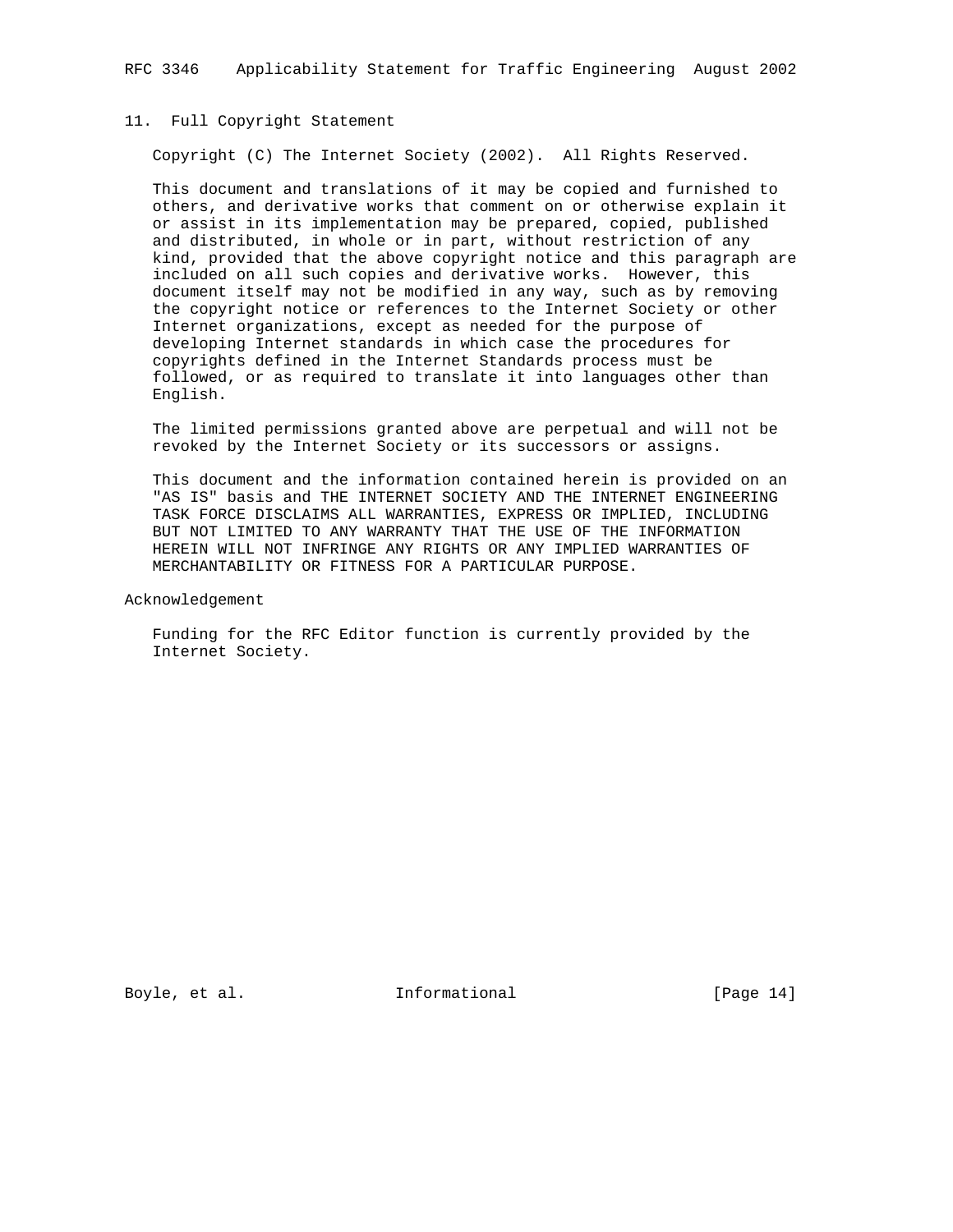## 11. Full Copyright Statement

Copyright (C) The Internet Society (2002). All Rights Reserved.

This document and translations of it may be copied and furnished to others, and derivative works that comment on or otherwise explain it or assist in its implementation may be prepared, copied, published and distributed, in whole or in part, without restriction of any kind, provided that the above copyright notice and this paragraph are included on all such copies and derivative works. However, this document itself may not be modified in any way, such as by removing the copyright notice or references to the Internet Society or other Internet organizations, except as needed for the purpose of developing Internet standards in which case the procedures for copyrights defined in the Internet Standards process must be followed, or as required to translate it into languages other than English.

The limited permissions granted above are perpetual and will not be revoked by the Internet Society or its successors or assigns.

This document and the information contained herein is provided on an "AS IS" basis and THE INTERNET SOCIETY AND THE INTERNET ENGINEERING TASK FORCE DISCLAIMS ALL WARRANTIES, EXPRESS OR IMPLIED, INCLUDING BUT NOT LIMITED TO ANY WARRANTY THAT THE USE OF THE INFORMATION HEREIN WILL NOT INFRINGE ANY RIGHTS OR ANY IMPLIED WARRANTIES OF MERCHANTABILITY OR FITNESS FOR A PARTICULAR PURPOSE.

## Acknowledgement

Funding for the RFC Editor function is currently provided by the Internet Society.